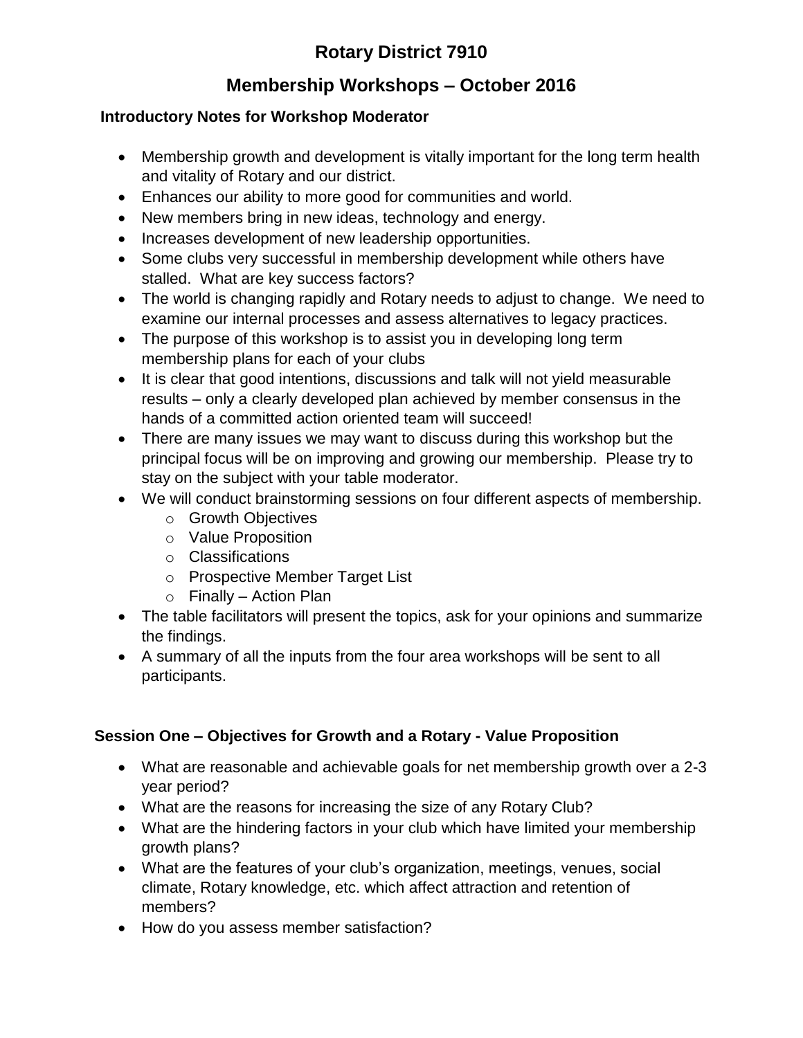# Rotary District 7910

## Membership Workshops – October 2016

### Introductory Notes for Workshop Moderator

- Membership growth and development is vitally important for the long term health and vitality of Rotary and our district.
- Enhances our ability to more good for communities and world.
- New members bring in new ideas, technology and energy.
- Increases development of new leadership opportunities.
- Some clubs very successful in membership development while others have stalled. What are key success factors?
- The world is changing rapidly and Rotary needs to adjust to change. We need to examine our internal processes and assess alternatives to legacy practices.
- The purpose of this workshop is to assist you in developing long term membership plans for each of your clubs
- It is clear that good intentions, discussions and talk will not yield measurable results – only a clearly developed plan achieved by member consensus in the hands of a committed action oriented team will succeed!
- There are many issues we may want to discuss during this workshop but the principal focus will be on improving and growing our membership. Please try to stay on the subject with your table moderator.
- We will conduct brainstorming sessions on four different aspects of membership.
  - Growth Objectives
  - Value Proposition
  - Classifications
  - Prospective Member Target List
  - Finally – Action Plan
- The table facilitators will present the topics, ask for your opinions and summarize the findings.
- A summary of all the inputs from the four area workshops will be sent to all participants.

### Session One – Objectives for Growth and a Rotary - Value Proposition

- What are reasonable and achievable goals for net membership growth over a 2-3 year period?
- What are the reasons for increasing the size of any Rotary Club?
- What are the hindering factors in your club which have limited your membership growth plans?
- What are the features of your club's organization, meetings, venues, social climate, Rotary knowledge, etc. which affect attraction and retention of members?
- How do you assess member satisfaction?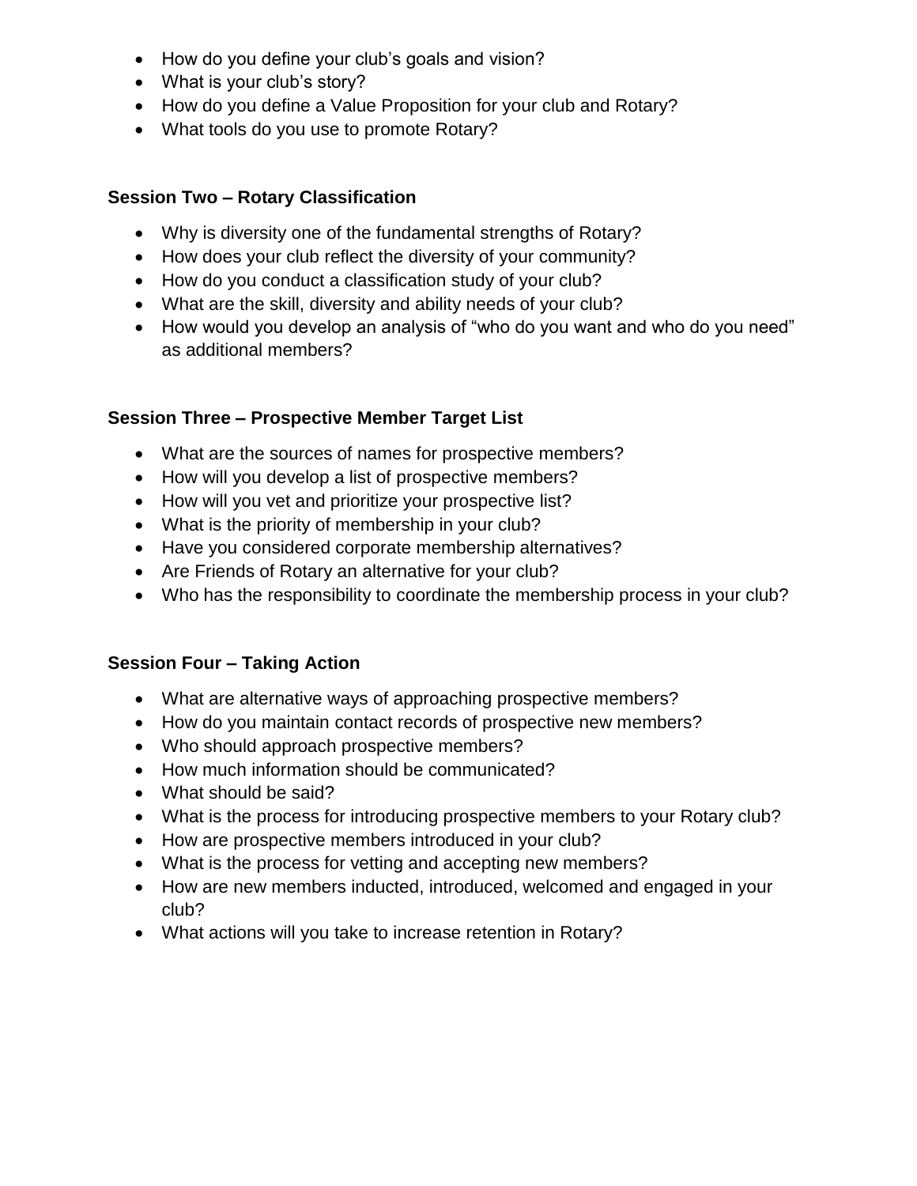- How do you define your club's goals and vision?
- What is your club's story?
- How do you define a Value Proposition for your club and Rotary?
- What tools do you use to promote Rotary?

**Session Two – Rotary Classification**

- Why is diversity one of the fundamental strengths of Rotary?
- How does your club reflect the diversity of your community?
- How do you conduct a classification study of your club?
- What are the skill, diversity and ability needs of your club?
- How would you develop an analysis of "who do you want and who do you need" as additional members?

**Session Three – Prospective Member Target List**

- What are the sources of names for prospective members?
- How will you develop a list of prospective members?
- How will you vet and prioritize your prospective list?
- What is the priority of membership in your club?
- Have you considered corporate membership alternatives?
- Are Friends of Rotary an alternative for your club?
- Who has the responsibility to coordinate the membership process in your club?

**Session Four – Taking Action**

- What are alternative ways of approaching prospective members?
- How do you maintain contact records of prospective new members?
- Who should approach prospective members?
- How much information should be communicated?
- What should be said?
- What is the process for introducing prospective members to your Rotary club?
- How are prospective members introduced in your club?
- What is the process for vetting and accepting new members?
- How are new members inducted, introduced, welcomed and engaged in your club?
- What actions will you take to increase retention in Rotary?